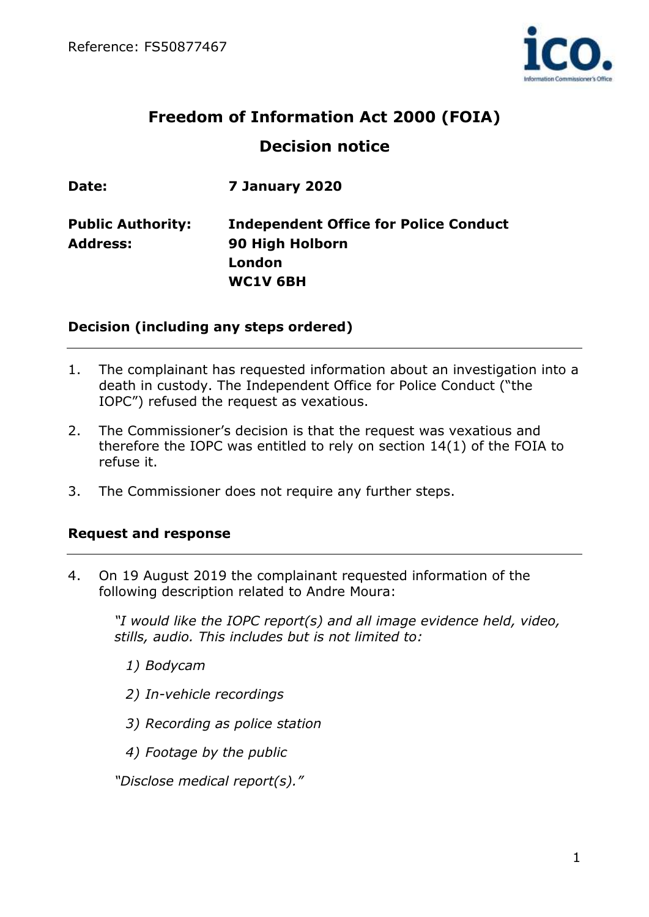Reference: FS50877467

# Freedom of Information Act 2000 (FOIA)

## Decision notice

**Date:** **7 January 2020**

**Public Authority:** **Independent Office for Police Conduct**
**Address:** **90 High Holborn**
**London**
**WC1V 6BH**

### Decision (including any steps ordered)

1. The complainant has requested information about an investigation into a death in custody. The Independent Office for Police Conduct ("the IOPC") refused the request as vexatious.

2. The Commissioner's decision is that the request was vexatious and therefore the IOPC was entitled to rely on section 14(1) of the FOIA to refuse it.

3. The Commissioner does not require any further steps.

### Request and response

4. On 19 August 2019 the complainant requested information of the following description related to Andre Moura:

   *"I would like the IOPC report(s) and all image evidence held, video, stills, audio. This includes but is not limited to:*

   *1) Bodycam*

   *2) In-vehicle recordings*

   *3) Recording as police station*

   *4) Footage by the public*

   *"Disclose medical report(s)."*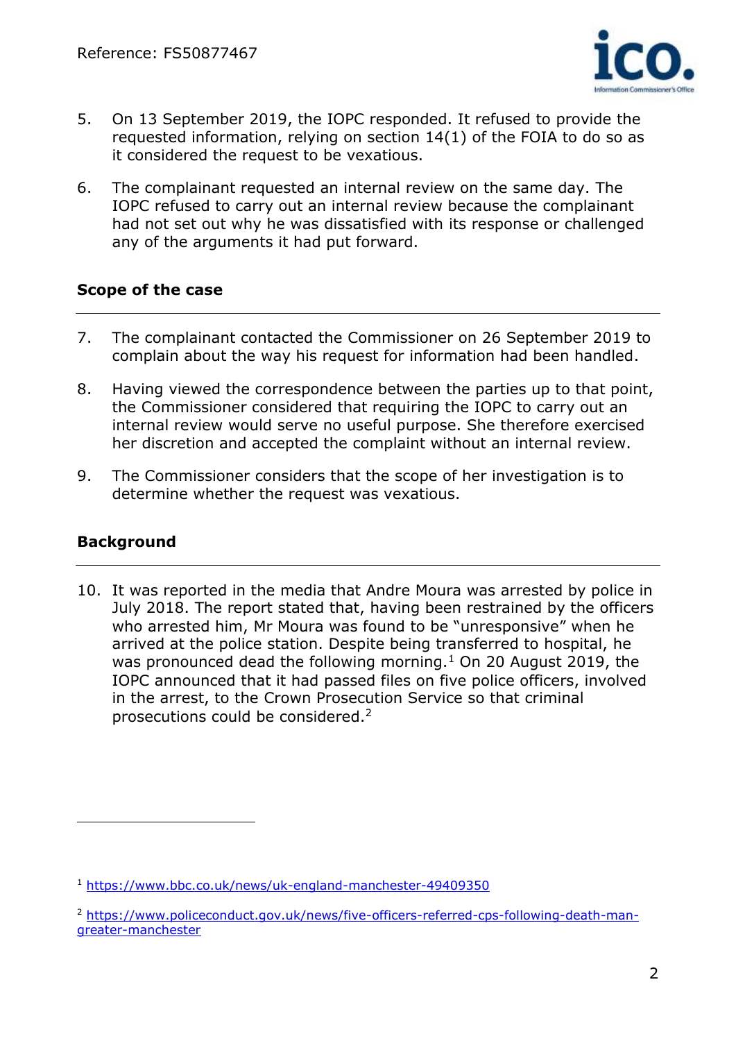5. On 13 September 2019, the IOPC responded. It refused to provide the requested information, relying on section 14(1) of the FOIA to do so as it considered the request to be vexatious.

6. The complainant requested an internal review on the same day. The IOPC refused to carry out an internal review because the complainant had not set out why he was dissatisfied with its response or challenged any of the arguments it had put forward.

## Scope of the case

7. The complainant contacted the Commissioner on 26 September 2019 to complain about the way his request for information had been handled.

8. Having viewed the correspondence between the parties up to that point, the Commissioner considered that requiring the IOPC to carry out an internal review would serve no useful purpose. She therefore exercised her discretion and accepted the complaint without an internal review.

9. The Commissioner considers that the scope of her investigation is to determine whether the request was vexatious.

## Background

10. It was reported in the media that Andre Moura was arrested by police in July 2018. The report stated that, having been restrained by the officers who arrested him, Mr Moura was found to be "unresponsive" when he arrived at the police station. Despite being transferred to hospital, he was pronounced dead the following morning.[1] On 20 August 2019, the IOPC announced that it had passed files on five police officers, involved in the arrest, to the Crown Prosecution Service so that criminal prosecutions could be considered.[2]

---

[1] https://www.bbc.co.uk/news/uk-england-manchester-49409350

[2] https://www.policeconduct.gov.uk/news/five-officers-referred-cps-following-death-man-greater-manchester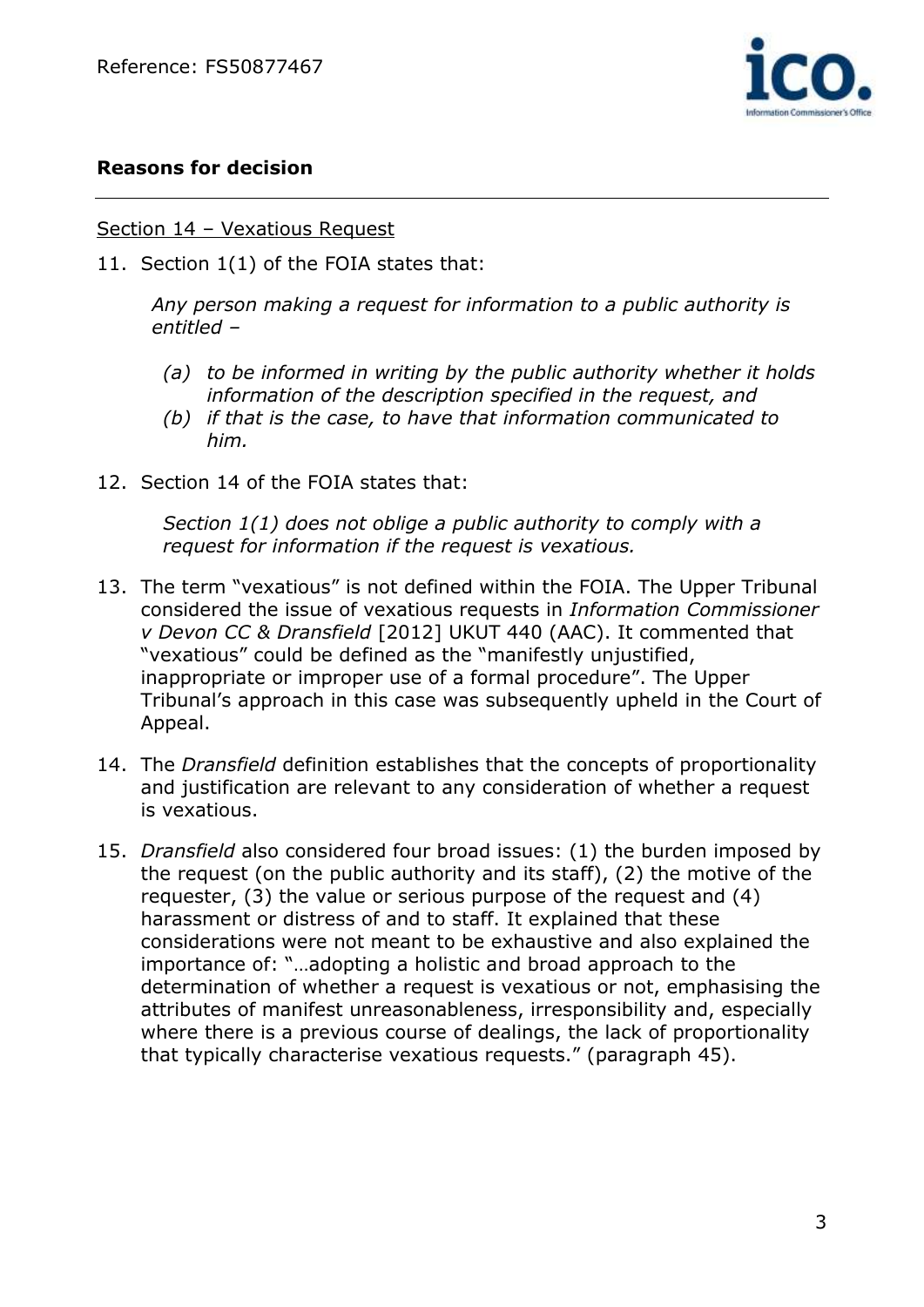## Reasons for decision

<u>Section 14 – Vexatious Request</u>

11. Section 1(1) of the FOIA states that:

    *Any person making a request for information to a public authority is entitled –*

    *(a) to be informed in writing by the public authority whether it holds information of the description specified in the request, and*
    *(b) if that is the case, to have that information communicated to him.*

12. Section 14 of the FOIA states that:

    *Section 1(1) does not oblige a public authority to comply with a request for information if the request is vexatious.*

13. The term "vexatious" is not defined within the FOIA. The Upper Tribunal considered the issue of vexatious requests in *Information Commissioner v Devon CC & Dransfield* [2012] UKUT 440 (AAC). It commented that "vexatious" could be defined as the "manifestly unjustified, inappropriate or improper use of a formal procedure". The Upper Tribunal's approach in this case was subsequently upheld in the Court of Appeal.

14. The *Dransfield* definition establishes that the concepts of proportionality and justification are relevant to any consideration of whether a request is vexatious.

15. *Dransfield* also considered four broad issues: (1) the burden imposed by the request (on the public authority and its staff), (2) the motive of the requester, (3) the value or serious purpose of the request and (4) harassment or distress of and to staff. It explained that these considerations were not meant to be exhaustive and also explained the importance of: "…adopting a holistic and broad approach to the determination of whether a request is vexatious or not, emphasising the attributes of manifest unreasonableness, irresponsibility and, especially where there is a previous course of dealings, the lack of proportionality that typically characterise vexatious requests." (paragraph 45).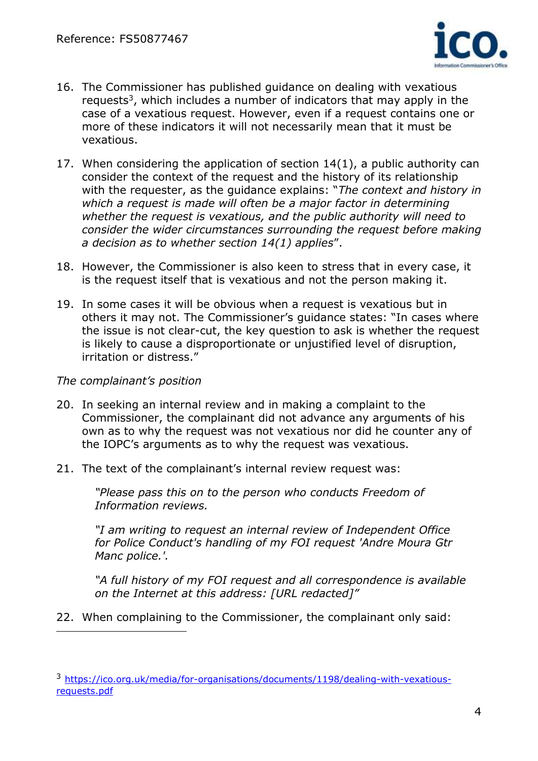16. The Commissioner has published guidance on dealing with vexatious requests[3], which includes a number of indicators that may apply in the case of a vexatious request. However, even if a request contains one or more of these indicators it will not necessarily mean that it must be vexatious.

17. When considering the application of section 14(1), a public authority can consider the context of the request and the history of its relationship with the requester, as the guidance explains: "*The context and history in which a request is made will often be a major factor in determining whether the request is vexatious, and the public authority will need to consider the wider circumstances surrounding the request before making a decision as to whether section 14(1) applies*".

18. However, the Commissioner is also keen to stress that in every case, it is the request itself that is vexatious and not the person making it.

19. In some cases it will be obvious when a request is vexatious but in others it may not. The Commissioner's guidance states: "In cases where the issue is not clear-cut, the key question to ask is whether the request is likely to cause a disproportionate or unjustified level of disruption, irritation or distress."

*The complainant's position*

20. In seeking an internal review and in making a complaint to the Commissioner, the complainant did not advance any arguments of his own as to why the request was not vexatious nor did he counter any of the IOPC's arguments as to why the request was vexatious.

21. The text of the complainant's internal review request was:

    *"Please pass this on to the person who conducts Freedom of Information reviews.*

    *"I am writing to request an internal review of Independent Office for Police Conduct's handling of my FOI request 'Andre Moura Gtr Manc police.'.*

    *"A full history of my FOI request and all correspondence is available on the Internet at this address: [URL redacted]"*

22. When complaining to the Commissioner, the complainant only said:

---

[3] https://ico.org.uk/media/for-organisations/documents/1198/dealing-with-vexatious-requests.pdf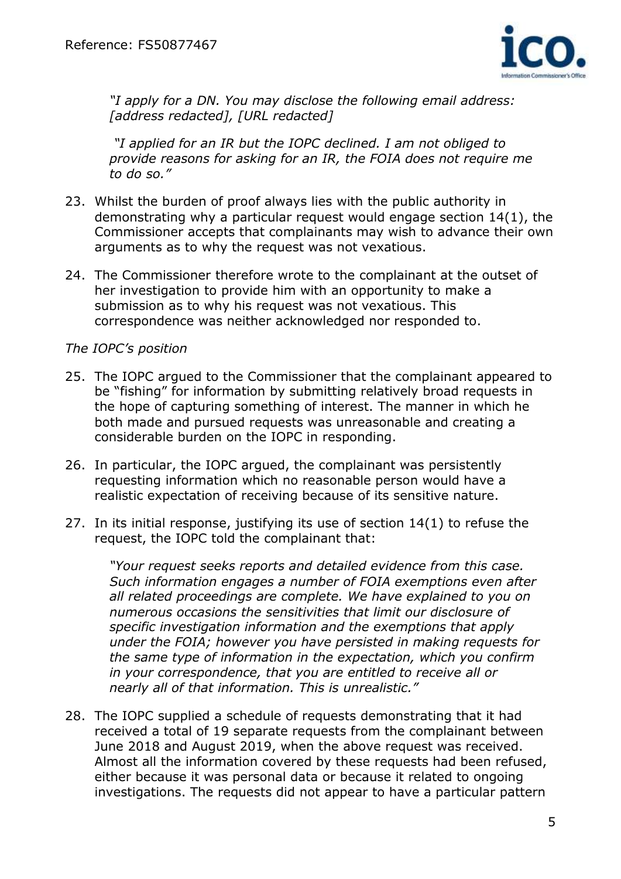> *"I apply for a DN. You may disclose the following email address: [address redacted], [URL redacted]*
>
> *"I applied for an IR but the IOPC declined. I am not obliged to provide reasons for asking for an IR, the FOIA does not require me to do so."*

23. Whilst the burden of proof always lies with the public authority in demonstrating why a particular request would engage section 14(1), the Commissioner accepts that complainants may wish to advance their own arguments as to why the request was not vexatious.

24. The Commissioner therefore wrote to the complainant at the outset of her investigation to provide him with an opportunity to make a submission as to why his request was not vexatious. This correspondence was neither acknowledged nor responded to.

*The IOPC's position*

25. The IOPC argued to the Commissioner that the complainant appeared to be "fishing" for information by submitting relatively broad requests in the hope of capturing something of interest. The manner in which he both made and pursued requests was unreasonable and creating a considerable burden on the IOPC in responding.

26. In particular, the IOPC argued, the complainant was persistently requesting information which no reasonable person would have a realistic expectation of receiving because of its sensitive nature.

27. In its initial response, justifying its use of section 14(1) to refuse the request, the IOPC told the complainant that:

> *"Your request seeks reports and detailed evidence from this case. Such information engages a number of FOIA exemptions even after all related proceedings are complete. We have explained to you on numerous occasions the sensitivities that limit our disclosure of specific investigation information and the exemptions that apply under the FOIA; however you have persisted in making requests for the same type of information in the expectation, which you confirm in your correspondence, that you are entitled to receive all or nearly all of that information. This is unrealistic."*

28. The IOPC supplied a schedule of requests demonstrating that it had received a total of 19 separate requests from the complainant between June 2018 and August 2019, when the above request was received. Almost all the information covered by these requests had been refused, either because it was personal data or because it related to ongoing investigations. The requests did not appear to have a particular pattern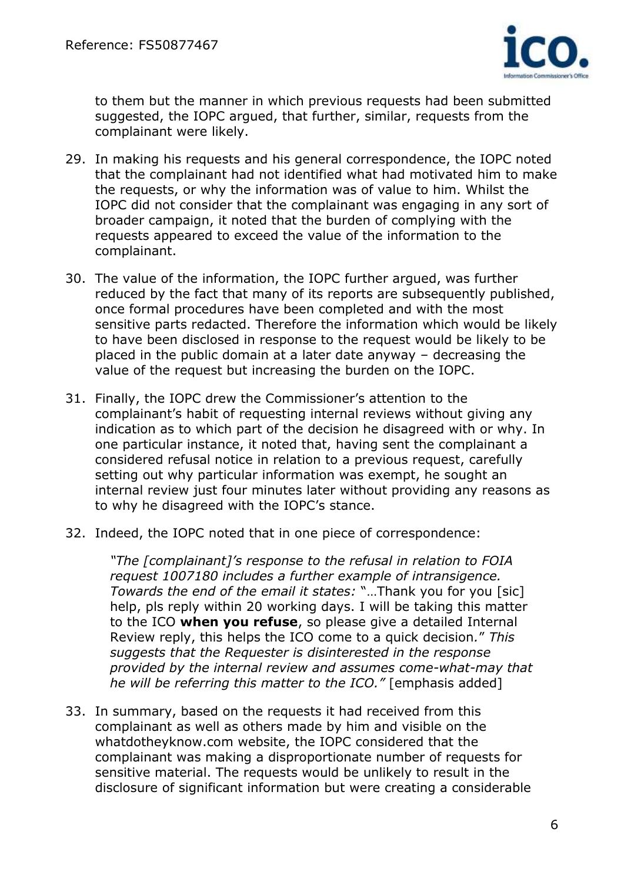to them but the manner in which previous requests had been submitted suggested, the IOPC argued, that further, similar, requests from the complainant were likely.

29. In making his requests and his general correspondence, the IOPC noted that the complainant had not identified what had motivated him to make the requests, or why the information was of value to him. Whilst the IOPC did not consider that the complainant was engaging in any sort of broader campaign, it noted that the burden of complying with the requests appeared to exceed the value of the information to the complainant.

30. The value of the information, the IOPC further argued, was further reduced by the fact that many of its reports are subsequently published, once formal procedures have been completed and with the most sensitive parts redacted. Therefore the information which would be likely to have been disclosed in response to the request would be likely to be placed in the public domain at a later date anyway – decreasing the value of the request but increasing the burden on the IOPC.

31. Finally, the IOPC drew the Commissioner's attention to the complainant's habit of requesting internal reviews without giving any indication as to which part of the decision he disagreed with or why. In one particular instance, it noted that, having sent the complainant a considered refusal notice in relation to a previous request, carefully setting out why particular information was exempt, he sought an internal review just four minutes later without providing any reasons as to why he disagreed with the IOPC's stance.

32. Indeed, the IOPC noted that in one piece of correspondence:

> *"The [complainant]'s response to the refusal in relation to FOIA request 1007180 includes a further example of intransigence. Towards the end of the email it states:* "…Thank you for you [sic] help, pls reply within 20 working days. I will be taking this matter to the ICO **when you refuse**, so please give a detailed Internal Review reply, this helps the ICO come to a quick decision." *This suggests that the Requester is disinterested in the response provided by the internal review and assumes come-what-may that he will be referring this matter to the ICO."* [emphasis added]

33. In summary, based on the requests it had received from this complainant as well as others made by him and visible on the whatdotheyknow.com website, the IOPC considered that the complainant was making a disproportionate number of requests for sensitive material. The requests would be unlikely to result in the disclosure of significant information but were creating a considerable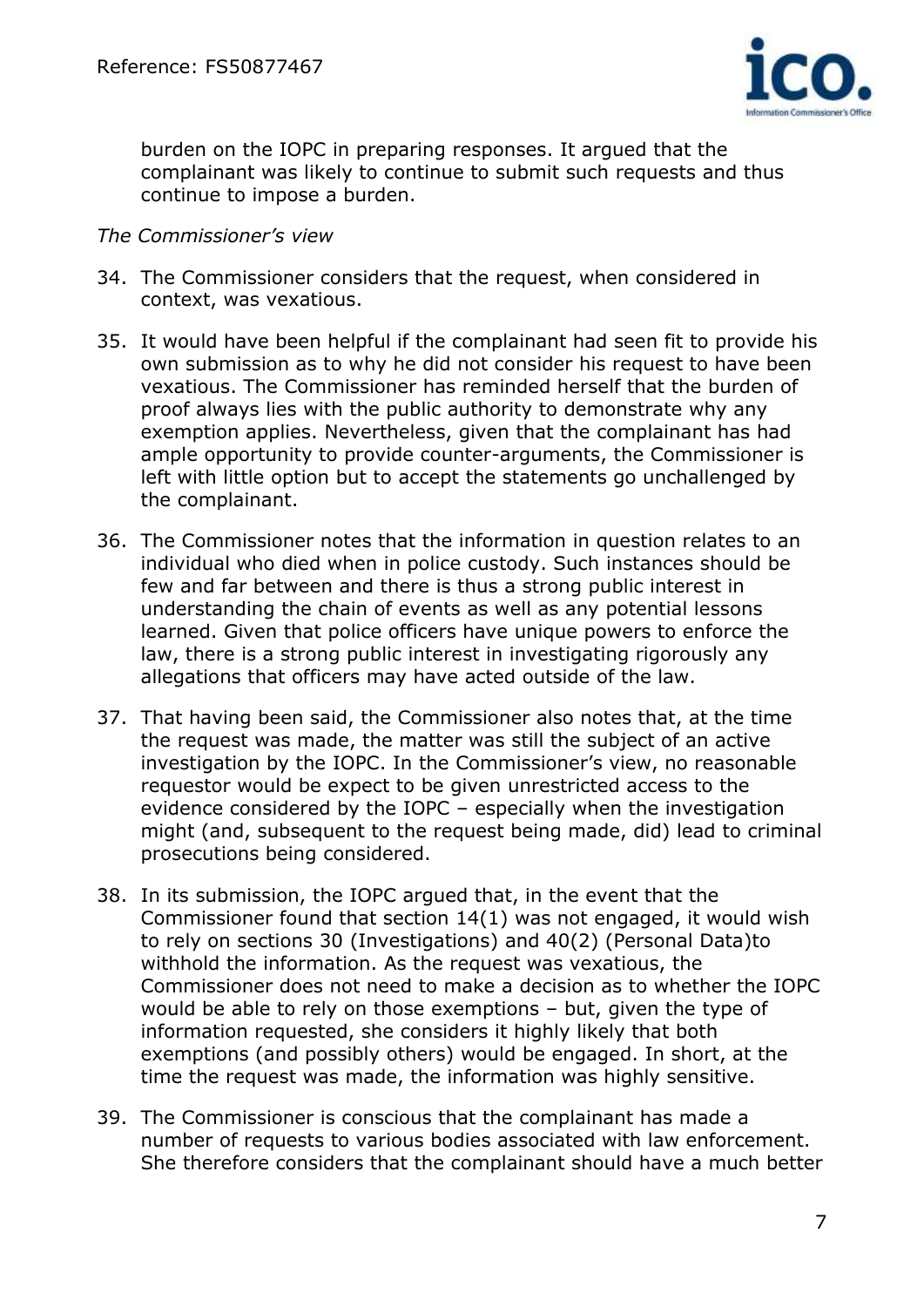burden on the IOPC in preparing responses. It argued that the complainant was likely to continue to submit such requests and thus continue to impose a burden.

*The Commissioner's view*

34. The Commissioner considers that the request, when considered in context, was vexatious.

35. It would have been helpful if the complainant had seen fit to provide his own submission as to why he did not consider his request to have been vexatious. The Commissioner has reminded herself that the burden of proof always lies with the public authority to demonstrate why any exemption applies. Nevertheless, given that the complainant has had ample opportunity to provide counter-arguments, the Commissioner is left with little option but to accept the statements go unchallenged by the complainant.

36. The Commissioner notes that the information in question relates to an individual who died when in police custody. Such instances should be few and far between and there is thus a strong public interest in understanding the chain of events as well as any potential lessons learned. Given that police officers have unique powers to enforce the law, there is a strong public interest in investigating rigorously any allegations that officers may have acted outside of the law.

37. That having been said, the Commissioner also notes that, at the time the request was made, the matter was still the subject of an active investigation by the IOPC. In the Commissioner's view, no reasonable requestor would be expect to be given unrestricted access to the evidence considered by the IOPC – especially when the investigation might (and, subsequent to the request being made, did) lead to criminal prosecutions being considered.

38. In its submission, the IOPC argued that, in the event that the Commissioner found that section 14(1) was not engaged, it would wish to rely on sections 30 (Investigations) and 40(2) (Personal Data)to withhold the information. As the request was vexatious, the Commissioner does not need to make a decision as to whether the IOPC would be able to rely on those exemptions – but, given the type of information requested, she considers it highly likely that both exemptions (and possibly others) would be engaged. In short, at the time the request was made, the information was highly sensitive.

39. The Commissioner is conscious that the complainant has made a number of requests to various bodies associated with law enforcement. She therefore considers that the complainant should have a much better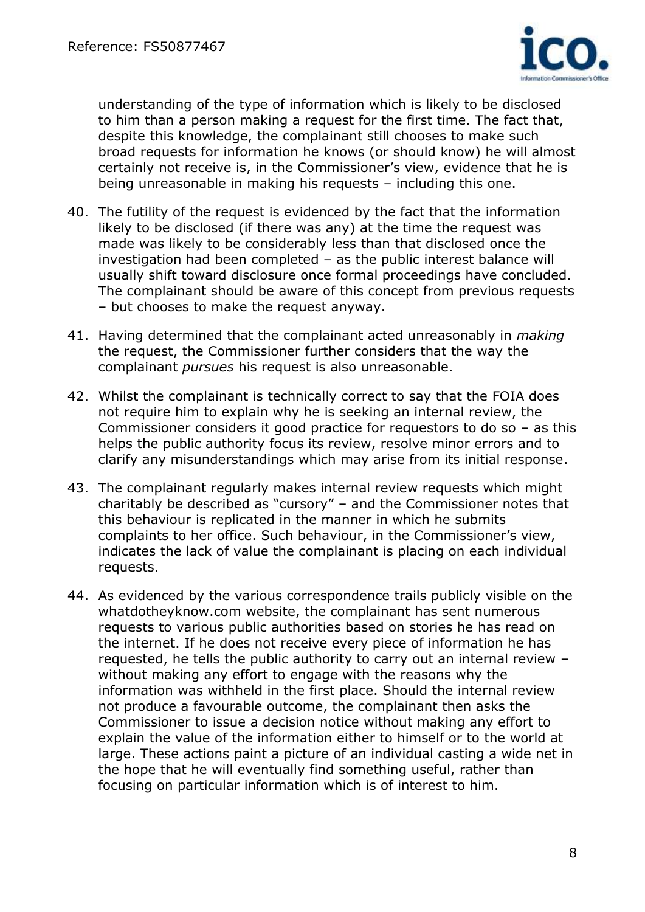understanding of the type of information which is likely to be disclosed to him than a person making a request for the first time. The fact that, despite this knowledge, the complainant still chooses to make such broad requests for information he knows (or should know) he will almost certainly not receive is, in the Commissioner's view, evidence that he is being unreasonable in making his requests – including this one.

40. The futility of the request is evidenced by the fact that the information likely to be disclosed (if there was any) at the time the request was made was likely to be considerably less than that disclosed once the investigation had been completed – as the public interest balance will usually shift toward disclosure once formal proceedings have concluded. The complainant should be aware of this concept from previous requests – but chooses to make the request anyway.

41. Having determined that the complainant acted unreasonably in *making* the request, the Commissioner further considers that the way the complainant *pursues* his request is also unreasonable.

42. Whilst the complainant is technically correct to say that the FOIA does not require him to explain why he is seeking an internal review, the Commissioner considers it good practice for requestors to do so – as this helps the public authority focus its review, resolve minor errors and to clarify any misunderstandings which may arise from its initial response.

43. The complainant regularly makes internal review requests which might charitably be described as "cursory" – and the Commissioner notes that this behaviour is replicated in the manner in which he submits complaints to her office. Such behaviour, in the Commissioner's view, indicates the lack of value the complainant is placing on each individual requests.

44. As evidenced by the various correspondence trails publicly visible on the whatdotheyknow.com website, the complainant has sent numerous requests to various public authorities based on stories he has read on the internet. If he does not receive every piece of information he has requested, he tells the public authority to carry out an internal review – without making any effort to engage with the reasons why the information was withheld in the first place. Should the internal review not produce a favourable outcome, the complainant then asks the Commissioner to issue a decision notice without making any effort to explain the value of the information either to himself or to the world at large. These actions paint a picture of an individual casting a wide net in the hope that he will eventually find something useful, rather than focusing on particular information which is of interest to him.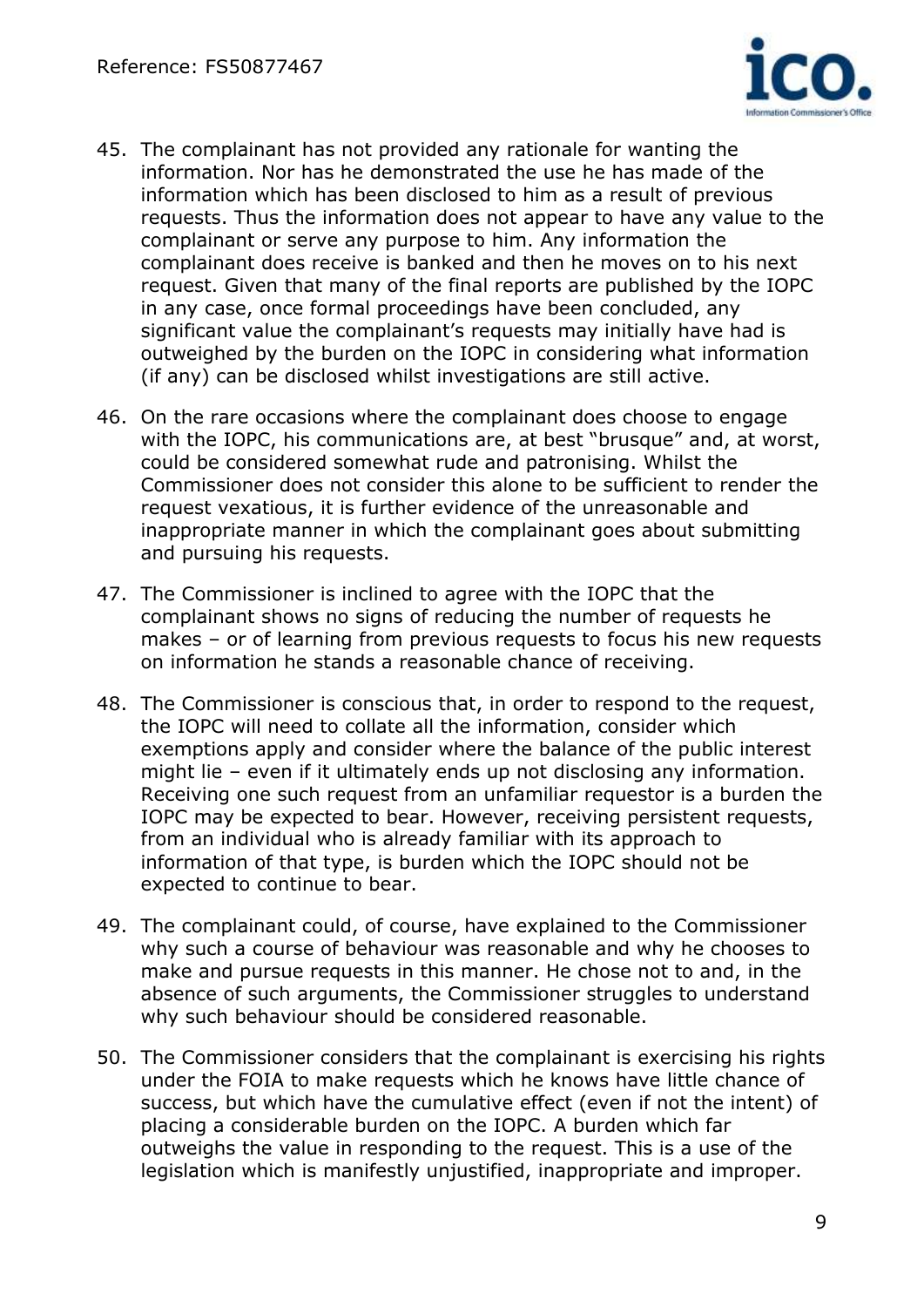45. The complainant has not provided any rationale for wanting the information. Nor has he demonstrated the use he has made of the information which has been disclosed to him as a result of previous requests. Thus the information does not appear to have any value to the complainant or serve any purpose to him. Any information the complainant does receive is banked and then he moves on to his next request. Given that many of the final reports are published by the IOPC in any case, once formal proceedings have been concluded, any significant value the complainant's requests may initially have had is outweighed by the burden on the IOPC in considering what information (if any) can be disclosed whilst investigations are still active.

46. On the rare occasions where the complainant does choose to engage with the IOPC, his communications are, at best "brusque" and, at worst, could be considered somewhat rude and patronising. Whilst the Commissioner does not consider this alone to be sufficient to render the request vexatious, it is further evidence of the unreasonable and inappropriate manner in which the complainant goes about submitting and pursuing his requests.

47. The Commissioner is inclined to agree with the IOPC that the complainant shows no signs of reducing the number of requests he makes – or of learning from previous requests to focus his new requests on information he stands a reasonable chance of receiving.

48. The Commissioner is conscious that, in order to respond to the request, the IOPC will need to collate all the information, consider which exemptions apply and consider where the balance of the public interest might lie – even if it ultimately ends up not disclosing any information. Receiving one such request from an unfamiliar requestor is a burden the IOPC may be expected to bear. However, receiving persistent requests, from an individual who is already familiar with its approach to information of that type, is burden which the IOPC should not be expected to continue to bear.

49. The complainant could, of course, have explained to the Commissioner why such a course of behaviour was reasonable and why he chooses to make and pursue requests in this manner. He chose not to and, in the absence of such arguments, the Commissioner struggles to understand why such behaviour should be considered reasonable.

50. The Commissioner considers that the complainant is exercising his rights under the FOIA to make requests which he knows have little chance of success, but which have the cumulative effect (even if not the intent) of placing a considerable burden on the IOPC. A burden which far outweighs the value in responding to the request. This is a use of the legislation which is manifestly unjustified, inappropriate and improper.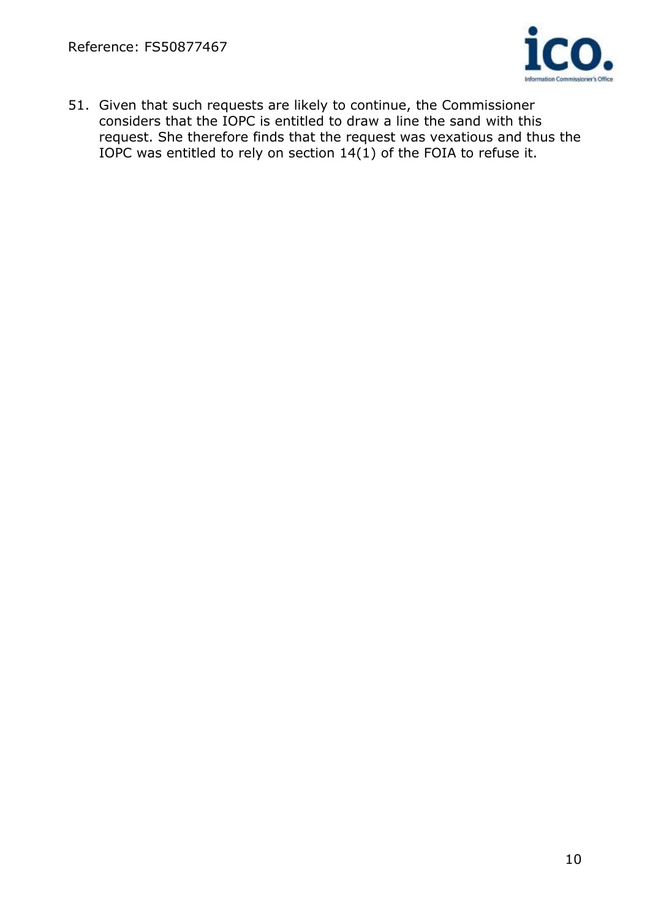51. Given that such requests are likely to continue, the Commissioner considers that the IOPC is entitled to draw a line the sand with this request. She therefore finds that the request was vexatious and thus the IOPC was entitled to rely on section 14(1) of the FOIA to refuse it.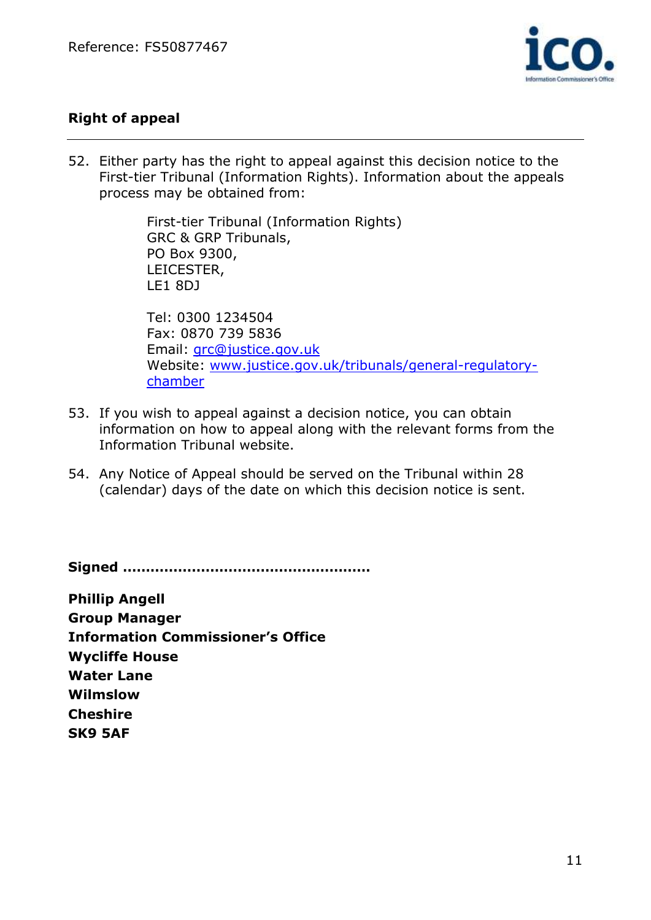## Right of appeal

52. Either party has the right to appeal against this decision notice to the First-tier Tribunal (Information Rights). Information about the appeals process may be obtained from:

    First-tier Tribunal (Information Rights)
    GRC & GRP Tribunals,
    PO Box 9300,
    LEICESTER,
    LE1 8DJ

    Tel: 0300 1234504
    Fax: 0870 739 5836
    Email: grc@justice.gov.uk
    Website: www.justice.gov.uk/tribunals/general-regulatory-chamber

53. If you wish to appeal against a decision notice, you can obtain information on how to appeal along with the relevant forms from the Information Tribunal website.

54. Any Notice of Appeal should be served on the Tribunal within 28 (calendar) days of the date on which this decision notice is sent.

**Signed ………………………………………………**

**Phillip Angell**
**Group Manager**
**Information Commissioner's Office**
**Wycliffe House**
**Water Lane**
**Wilmslow**
**Cheshire**
**SK9 5AF**